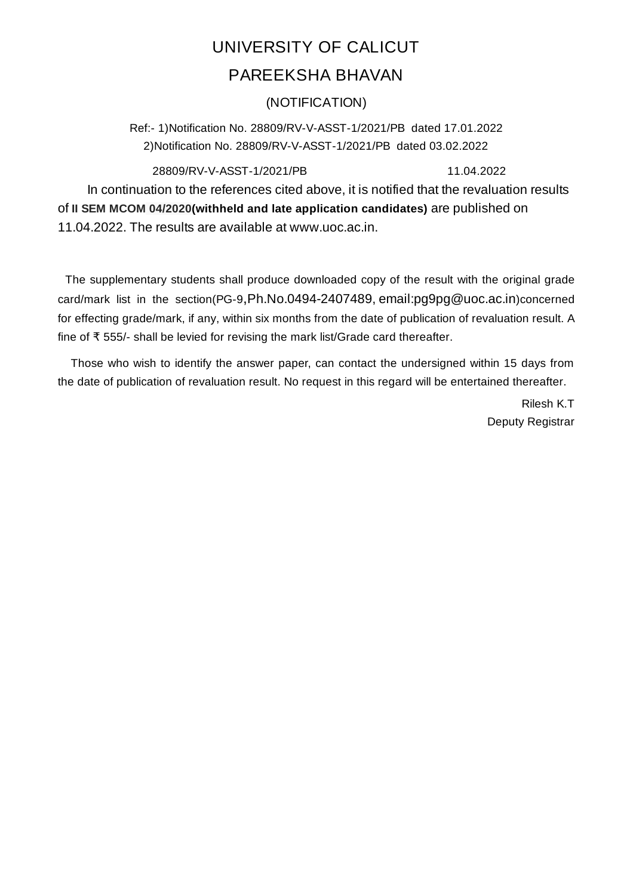# UNIVERSITY OF CALICUT

## PAREEKSHA BHAVAN

### (NOTIFICATION)

Ref:- 1)Notification No. 28809/RV-V-ASST-1/2021/PB dated 17.01.2022
2)Notification No. 28809/RV-V-ASST-1/2021/PB dated 03.02.2022

28809/RV-V-ASST-1/2021/PB 11.04.2022

In continuation to the references cited above, it is notified that the revaluation results of **II SEM MCOM 04/2020(withheld and late application candidates)** are published on 11.04.2022. The results are available at www.uoc.ac.in.

The supplementary students shall produce downloaded copy of the result with the original grade card/mark list in the section(PG-9,Ph.No.0494-2407489, email:pg9pg@uoc.ac.in)concerned for effecting grade/mark, if any, within six months from the date of publication of revaluation result. A fine of ₹ 555/- shall be levied for revising the mark list/Grade card thereafter.

Those who wish to identify the answer paper, can contact the undersigned within 15 days from the date of publication of revaluation result. No request in this regard will be entertained thereafter.

Rilesh K.T
Deputy Registrar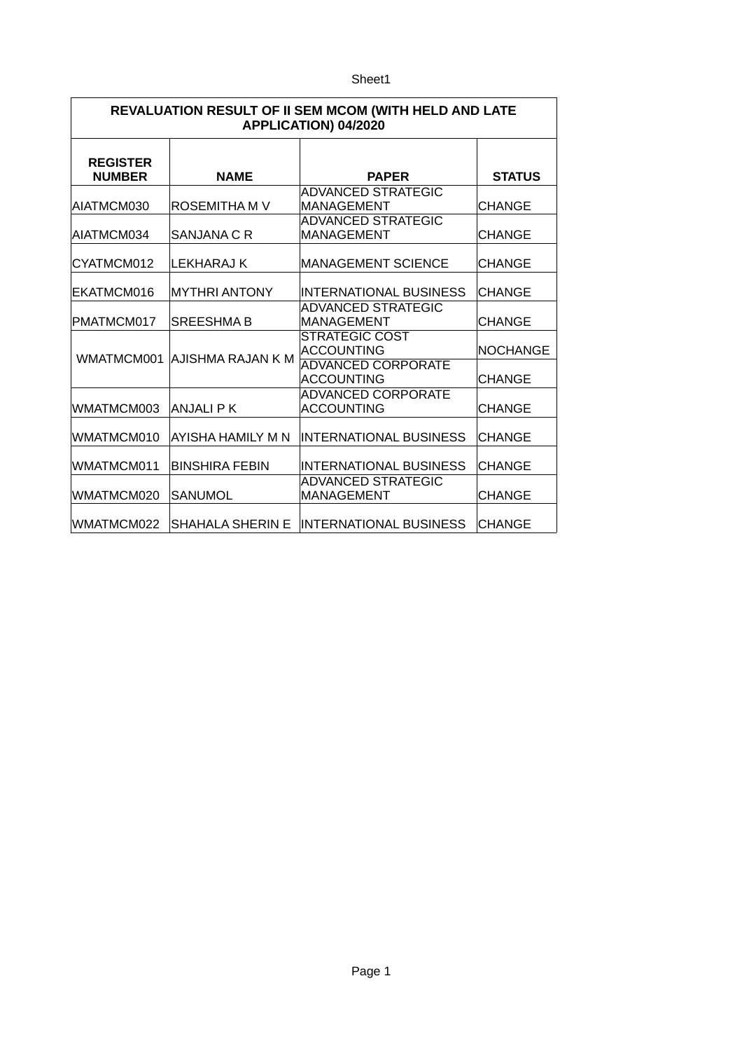| REVALUATION RESULT OF II SEM MCOM (WITH HELD AND LATE APPLICATION) 04/2020 | | | |
|---|---|---|---|
| **REGISTER NUMBER** | **NAME** | **PAPER** | **STATUS** |
| AIATMCM030 | ROSEMITHA M V | ADVANCED STRATEGIC MANAGEMENT | CHANGE |
| AIATMCM034 | SANJANA C R | ADVANCED STRATEGIC MANAGEMENT | CHANGE |
| CYATMCM012 | LEKHARAJ K | MANAGEMENT SCIENCE | CHANGE |
| EKATMCM016 | MYTHRI ANTONY | INTERNATIONAL BUSINESS | CHANGE |
| PMATMCM017 | SREESHMA B | ADVANCED STRATEGIC MANAGEMENT | CHANGE |
| WMATMCM001 | AJISHMA RAJAN K M | STRATEGIC COST ACCOUNTING | NOCHANGE |
| | | ADVANCED CORPORATE ACCOUNTING | CHANGE |
| WMATMCM003 | ANJALI P K | ADVANCED CORPORATE ACCOUNTING | CHANGE |
| WMATMCM010 | AYISHA HAMILY M N | INTERNATIONAL BUSINESS | CHANGE |
| WMATMCM011 | BINSHIRA FEBIN | INTERNATIONAL BUSINESS | CHANGE |
| WMATMCM020 | SANUMOL | ADVANCED STRATEGIC MANAGEMENT | CHANGE |
| WMATMCM022 | SHAHALA SHERIN E | INTERNATIONAL BUSINESS | CHANGE |